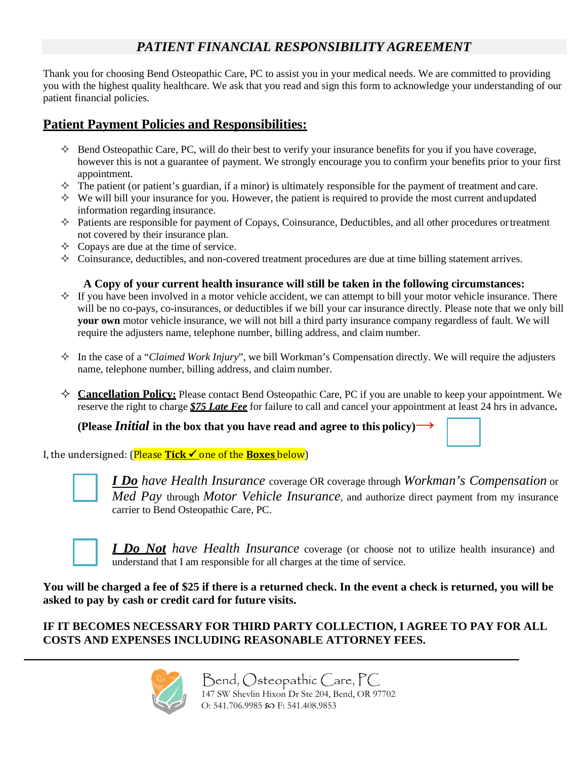# *PATIENT FINANCIAL RESPONSIBILITY AGREEMENT*

Thank you for choosing Bend Osteopathic Care, PC to assist you in your medical needs. We are committed to providing you with the highest quality healthcare. We ask that you read and sign this form to acknowledge your understanding of our patient financial policies.

## Patient Payment Policies and Responsibilities:

- Bend Osteopathic Care, PC, will do their best to verify your insurance benefits for you if you have coverage, however this is not a guarantee of payment. We strongly encourage you to confirm your benefits prior to your first appointment.
- The patient (or patient's guardian, if a minor) is ultimately responsible for the payment of treatment and care.
- We will bill your insurance for you. However, the patient is required to provide the most current and updated information regarding insurance.
- Patients are responsible for payment of Copays, Coinsurance, Deductibles, and all other procedures or treatment not covered by their insurance plan.
- Copays are due at the time of service.
- Coinsurance, deductibles, and non-covered treatment procedures are due at time billing statement arrives.

**A Copy of your current health insurance will still be taken in the following circumstances:**

- If you have been involved in a motor vehicle accident, we can attempt to bill your motor vehicle insurance. There will be no co-pays, co-insurances, or deductibles if we bill your car insurance directly. Please note that we only bill **your own** motor vehicle insurance, we will not bill a third party insurance company regardless of fault. We will require the adjusters name, telephone number, billing address, and claim number.

- In the case of a "*Claimed Work Injury*", we bill Workman's Compensation directly. We will require the adjusters name, telephone number, billing address, and claim number.

- **Cancellation Policy:** Please contact Bend Osteopathic Care, PC if you are unable to keep your appointment. We reserve the right to charge ***$75 Late Fee*** for failure to call and cancel your appointment at least 24 hrs in advance**.**

**(Please *Initial* in the box that you have read and agree to this policy)**⟶ ☐

I, the undersigned: (Please **Tick ✓** one of the **Boxes** below)

☐ ***I Do*** *have Health Insurance* coverage OR coverage through *Workman's Compensation* or *Med Pay* through *Motor Vehicle Insurance*, and authorize direct payment from my insurance carrier to Bend Osteopathic Care, PC.

☐ ***I Do Not*** *have Health Insurance* coverage (or choose not to utilize health insurance) and understand that I am responsible for all charges at the time of service.

**You will be charged a fee of $25 if there is a returned check. In the event a check is returned, you will be asked to pay by cash or credit card for future visits.**

**IF IT BECOMES NECESSARY FOR THIRD PARTY COLLECTION, I AGREE TO PAY FOR ALL COSTS AND EXPENSES INCLUDING REASONABLE ATTORNEY FEES.**

Bend, Osteopathic Care, PC
147 SW Shevlin Hixon Dr Ste 204, Bend, OR 97702
O: 541.706.9985 F: 541.408.9853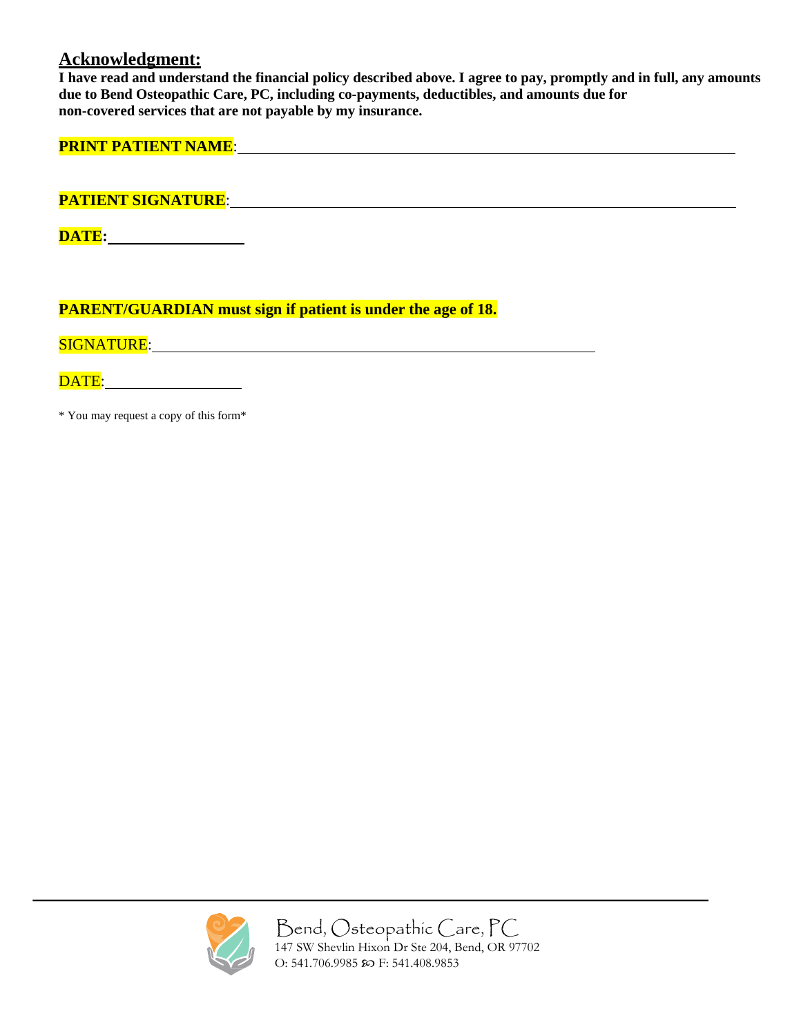## Acknowledgment:

**I have read and understand the financial policy described above. I agree to pay, promptly and in full, any amounts due to Bend Osteopathic Care, PC, including co-payments, deductibles, and amounts due for non-covered services that are not payable by my insurance.**

**PRINT PATIENT NAME**: ______________________________________________

**PATIENT SIGNATURE**: ______________________________________________

**DATE:** ________________

**PARENT/GUARDIAN must sign if patient is under the age of 18.**

SIGNATURE: ______________________________________________

DATE: ________________

\* You may request a copy of this form\*

Bend, Osteopathic Care, PC
147 SW Shevlin Hixon Dr Ste 204, Bend, OR 97702
O: 541.706.9985 ℘ F: 541.408.9853